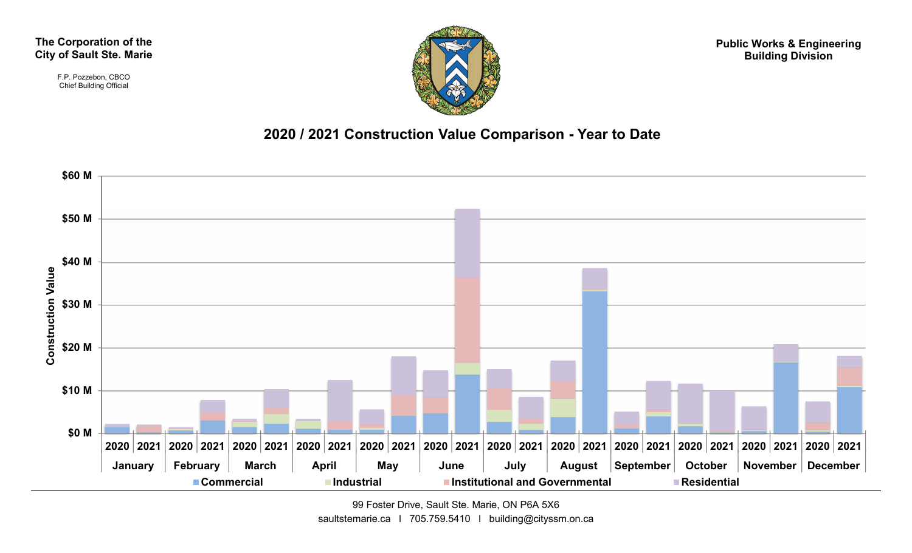The Corporation of the City of Sault Ste. Marie

F.P. Pozzebon, CBCO
Chief Building Official

Public Works & Engineering
Building Division

## 2020 / 2021 Construction Value Comparison - Year to Date

Construction Value

$60 M, $50 M, $40 M, $30 M, $20 M, $10 M, $0 M

| January | | February | | March | | April | | May | | June | | July | | August | | September | | October | | November | | December | |
|---|---|---|---|---|---|---|---|---|---|---|---|---|---|---|---|---|---|---|---|---|---|---|---|
| 2020 | 2021 | 2020 | 2021 | 2020 | 2021 | 2020 | 2021 | 2020 | 2021 | 2020 | 2021 | 2020 | 2021 | 2020 | 2021 | 2020 | 2021 | 2020 | 2021 | 2020 | 2021 | 2020 | 2021 |

Commercial · Industrial · Institutional and Governmental · Residential

99 Foster Drive, Sault Ste. Marie, ON P6A 5X6
saultstemarie.ca | 705.759.5410 | building@cityssm.on.ca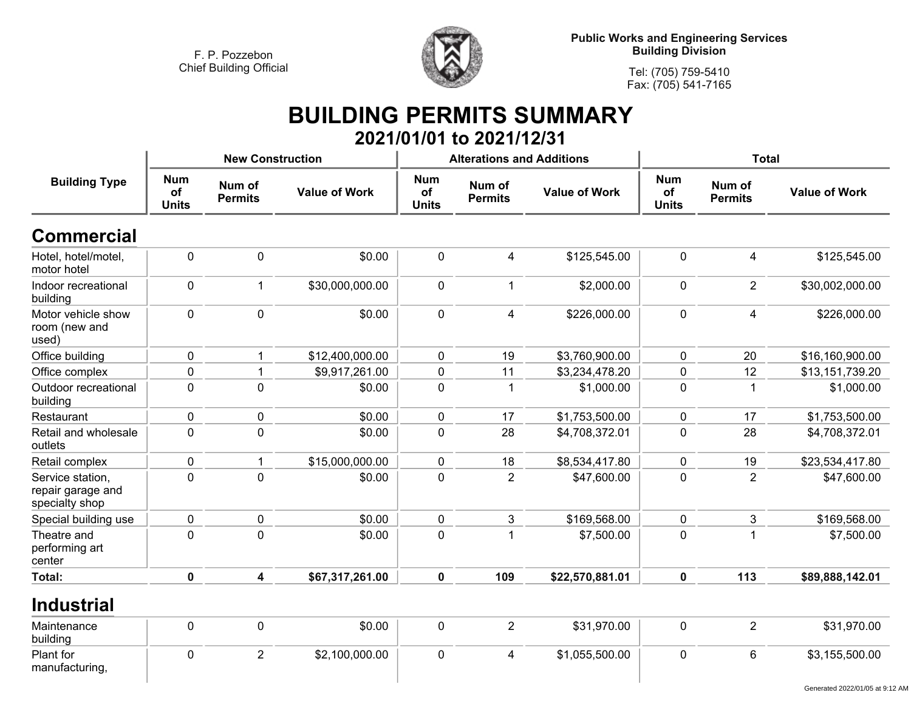F. P. Pozzebon
Chief Building Official

**Public Works and Engineering Services**
**Building Division**

Tel: (705) 759-5410
Fax: (705) 541-7165

# BUILDING PERMITS SUMMARY

## 2021/01/01 to 2021/12/31

| Building Type | New Construction | | | Alterations and Additions | | | Total | | |
|---|---|---|---|---|---|---|---|---|---|
| | Num of Units | Num of Permits | Value of Work | Num of Units | Num of Permits | Value of Work | Num of Units | Num of Permits | Value of Work |
| **Commercial** | | | | | | | | | |
| Hotel, hotel/motel, motor hotel | 0 | 0 | $0.00 | 0 | 4 | $125,545.00 | 0 | 4 | $125,545.00 |
| Indoor recreational building | 0 | 1 | $30,000,000.00 | 0 | 1 | $2,000.00 | 0 | 2 | $30,002,000.00 |
| Motor vehicle show room (new and used) | 0 | 0 | $0.00 | 0 | 4 | $226,000.00 | 0 | 4 | $226,000.00 |
| Office building | 0 | 1 | $12,400,000.00 | 0 | 19 | $3,760,900.00 | 0 | 20 | $16,160,900.00 |
| Office complex | 0 | 1 | $9,917,261.00 | 0 | 11 | $3,234,478.20 | 0 | 12 | $13,151,739.20 |
| Outdoor recreational building | 0 | 0 | $0.00 | 0 | 1 | $1,000.00 | 0 | 1 | $1,000.00 |
| Restaurant | 0 | 0 | $0.00 | 0 | 17 | $1,753,500.00 | 0 | 17 | $1,753,500.00 |
| Retail and wholesale outlets | 0 | 0 | $0.00 | 0 | 28 | $4,708,372.01 | 0 | 28 | $4,708,372.01 |
| Retail complex | 0 | 1 | $15,000,000.00 | 0 | 18 | $8,534,417.80 | 0 | 19 | $23,534,417.80 |
| Service station, repair garage and specialty shop | 0 | 0 | $0.00 | 0 | 2 | $47,600.00 | 0 | 2 | $47,600.00 |
| Special building use | 0 | 0 | $0.00 | 0 | 3 | $169,568.00 | 0 | 3 | $169,568.00 |
| Theatre and performing art center | 0 | 0 | $0.00 | 0 | 1 | $7,500.00 | 0 | 1 | $7,500.00 |
| **Total:** | **0** | **4** | **$67,317,261.00** | **0** | **109** | **$22,570,881.01** | **0** | **113** | **$89,888,142.01** |
| **Industrial** | | | | | | | | | |
| Maintenance building | 0 | 0 | $0.00 | 0 | 2 | $31,970.00 | 0 | 2 | $31,970.00 |
| Plant for manufacturing, | 0 | 2 | $2,100,000.00 | 0 | 4 | $1,055,500.00 | 0 | 6 | $3,155,500.00 |

Generated 2022/01/05 at 9:12 AM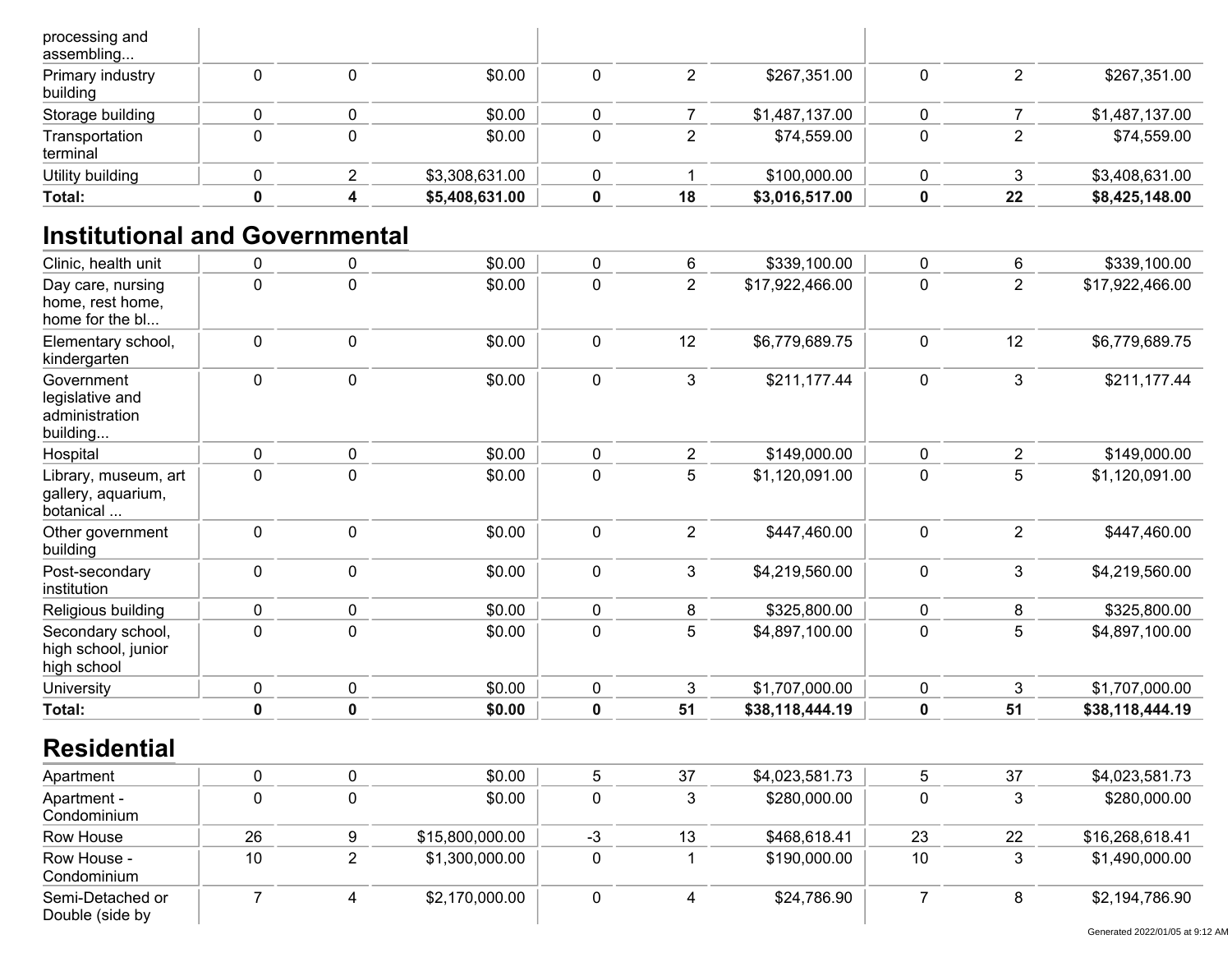| | | | | | | | | | |
|---|---|---|---|---|---|---|---|---|---|
| processing and assembling... | | | | | | | | | |
| Primary industry building | 0 | 0 | $0.00 | 0 | 2 | $267,351.00 | 0 | 2 | $267,351.00 |
| Storage building | 0 | 0 | $0.00 | 0 | 7 | $1,487,137.00 | 0 | 7 | $1,487,137.00 |
| Transportation terminal | 0 | 0 | $0.00 | 0 | 2 | $74,559.00 | 0 | 2 | $74,559.00 |
| Utility building | 0 | 2 | $3,308,631.00 | 0 | 1 | $100,000.00 | 0 | 3 | $3,408,631.00 |
| **Total:** | **0** | **4** | **$5,408,631.00** | **0** | **18** | **$3,016,517.00** | **0** | **22** | **$8,425,148.00** |

## Institutional and Governmental

| | | | | | | | | | |
|---|---|---|---|---|---|---|---|---|---|
| Clinic, health unit | 0 | 0 | $0.00 | 0 | 6 | $339,100.00 | 0 | 6 | $339,100.00 |
| Day care, nursing home, rest home, home for the bl... | 0 | 0 | $0.00 | 0 | 2 | $17,922,466.00 | 0 | 2 | $17,922,466.00 |
| Elementary school, kindergarten | 0 | 0 | $0.00 | 0 | 12 | $6,779,689.75 | 0 | 12 | $6,779,689.75 |
| Government legislative and administration building... | 0 | 0 | $0.00 | 0 | 3 | $211,177.44 | 0 | 3 | $211,177.44 |
| Hospital | 0 | 0 | $0.00 | 0 | 2 | $149,000.00 | 0 | 2 | $149,000.00 |
| Library, museum, art gallery, aquarium, botanical ... | 0 | 0 | $0.00 | 0 | 5 | $1,120,091.00 | 0 | 5 | $1,120,091.00 |
| Other government building | 0 | 0 | $0.00 | 0 | 2 | $447,460.00 | 0 | 2 | $447,460.00 |
| Post-secondary institution | 0 | 0 | $0.00 | 0 | 3 | $4,219,560.00 | 0 | 3 | $4,219,560.00 |
| Religious building | 0 | 0 | $0.00 | 0 | 8 | $325,800.00 | 0 | 8 | $325,800.00 |
| Secondary school, high school, junior high school | 0 | 0 | $0.00 | 0 | 5 | $4,897,100.00 | 0 | 5 | $4,897,100.00 |
| University | 0 | 0 | $0.00 | 0 | 3 | $1,707,000.00 | 0 | 3 | $1,707,000.00 |
| **Total:** | **0** | **0** | **$0.00** | **0** | **51** | **$38,118,444.19** | **0** | **51** | **$38,118,444.19** |

## Residential

| | | | | | | | | | |
|---|---|---|---|---|---|---|---|---|---|
| Apartment | 0 | 0 | $0.00 | 5 | 37 | $4,023,581.73 | 5 | 37 | $4,023,581.73 |
| Apartment - Condominium | 0 | 0 | $0.00 | 0 | 3 | $280,000.00 | 0 | 3 | $280,000.00 |
| Row House | 26 | 9 | $15,800,000.00 | -3 | 13 | $468,618.41 | 23 | 22 | $16,268,618.41 |
| Row House - Condominium | 10 | 2 | $1,300,000.00 | 0 | 1 | $190,000.00 | 10 | 3 | $1,490,000.00 |
| Semi-Detached or Double (side by | 7 | 4 | $2,170,000.00 | 0 | 4 | $24,786.90 | 7 | 8 | $2,194,786.90 |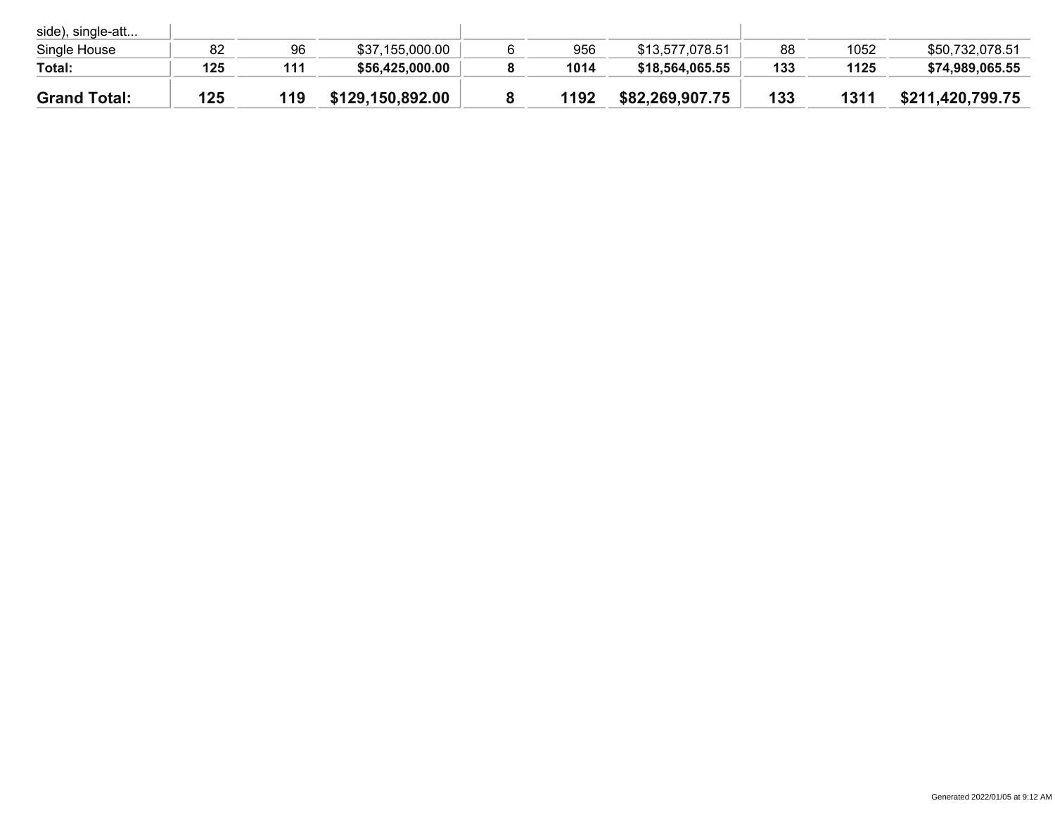| | | | | | | | | | |
|---|---|---|---|---|---|---|---|---|---|
| side), single-att... | | | | | | | | | |
| Single House | 82 | 96 | $37,155,000.00 | 6 | 956 | $13,577,078.51 | 88 | 1052 | $50,732,078.51 |
| **Total:** | **125** | **111** | **$56,425,000.00** | **8** | **1014** | **$18,564,065.55** | **133** | **1125** | **$74,989,065.55** |
| **Grand Total:** | **125** | **119** | **$129,150,892.00** | **8** | **1192** | **$82,269,907.75** | **133** | **1311** | **$211,420,799.75** |

Generated 2022/01/05 at 9:12 AM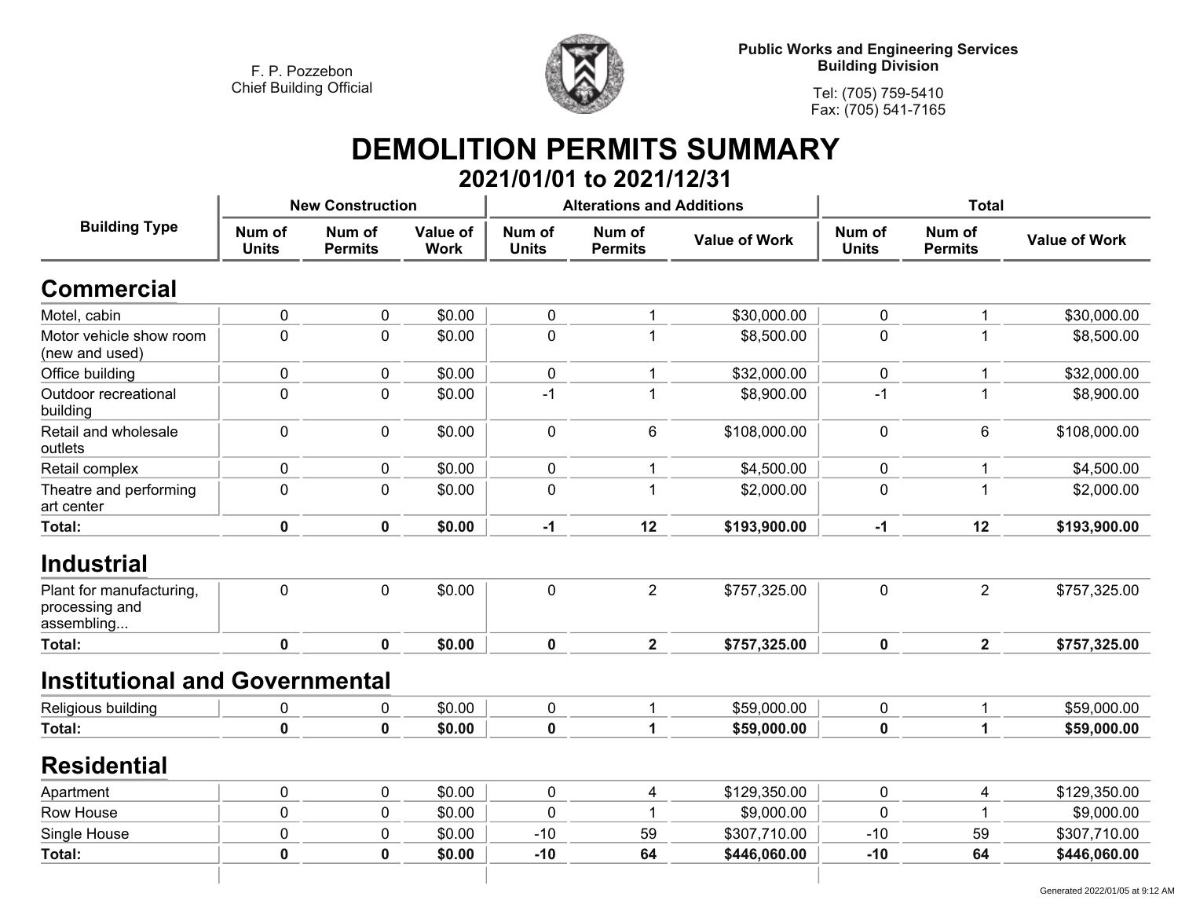F. P. Pozzebon
Chief Building Official

**Public Works and Engineering Services**
**Building Division**

Tel: (705) 759-5410
Fax: (705) 541-7165

# DEMOLITION PERMITS SUMMARY

## 2021/01/01 to 2021/12/31

| Building Type | New Construction | | | Alterations and Additions | | | Total | | |
|---|---|---|---|---|---|---|---|---|---|
| | Num of Units | Num of Permits | Value of Work | Num of Units | Num of Permits | Value of Work | Num of Units | Num of Permits | Value of Work |
| **Commercial** | | | | | | | | | |
| Motel, cabin | 0 | 0 | $0.00 | 0 | 1 | $30,000.00 | 0 | 1 | $30,000.00 |
| Motor vehicle show room (new and used) | 0 | 0 | $0.00 | 0 | 1 | $8,500.00 | 0 | 1 | $8,500.00 |
| Office building | 0 | 0 | $0.00 | 0 | 1 | $32,000.00 | 0 | 1 | $32,000.00 |
| Outdoor recreational building | 0 | 0 | $0.00 | -1 | 1 | $8,900.00 | -1 | 1 | $8,900.00 |
| Retail and wholesale outlets | 0 | 0 | $0.00 | 0 | 6 | $108,000.00 | 0 | 6 | $108,000.00 |
| Retail complex | 0 | 0 | $0.00 | 0 | 1 | $4,500.00 | 0 | 1 | $4,500.00 |
| Theatre and performing art center | 0 | 0 | $0.00 | 0 | 1 | $2,000.00 | 0 | 1 | $2,000.00 |
| **Total:** | **0** | **0** | **$0.00** | **-1** | **12** | **$193,900.00** | **-1** | **12** | **$193,900.00** |
| **Industrial** | | | | | | | | | |
| Plant for manufacturing, processing and assembling... | 0 | 0 | $0.00 | 0 | 2 | $757,325.00 | 0 | 2 | $757,325.00 |
| **Total:** | **0** | **0** | **$0.00** | **0** | **2** | **$757,325.00** | **0** | **2** | **$757,325.00** |
| **Institutional and Governmental** | | | | | | | | | |
| Religious building | 0 | 0 | $0.00 | 0 | 1 | $59,000.00 | 0 | 1 | $59,000.00 |
| **Total:** | **0** | **0** | **$0.00** | **0** | **1** | **$59,000.00** | **0** | **1** | **$59,000.00** |
| **Residential** | | | | | | | | | |
| Apartment | 0 | 0 | $0.00 | 0 | 4 | $129,350.00 | 0 | 4 | $129,350.00 |
| Row House | 0 | 0 | $0.00 | 0 | 1 | $9,000.00 | 0 | 1 | $9,000.00 |
| Single House | 0 | 0 | $0.00 | -10 | 59 | $307,710.00 | -10 | 59 | $307,710.00 |
| **Total:** | **0** | **0** | **$0.00** | **-10** | **64** | **$446,060.00** | **-10** | **64** | **$446,060.00** |

Generated 2022/01/05 at 9:12 AM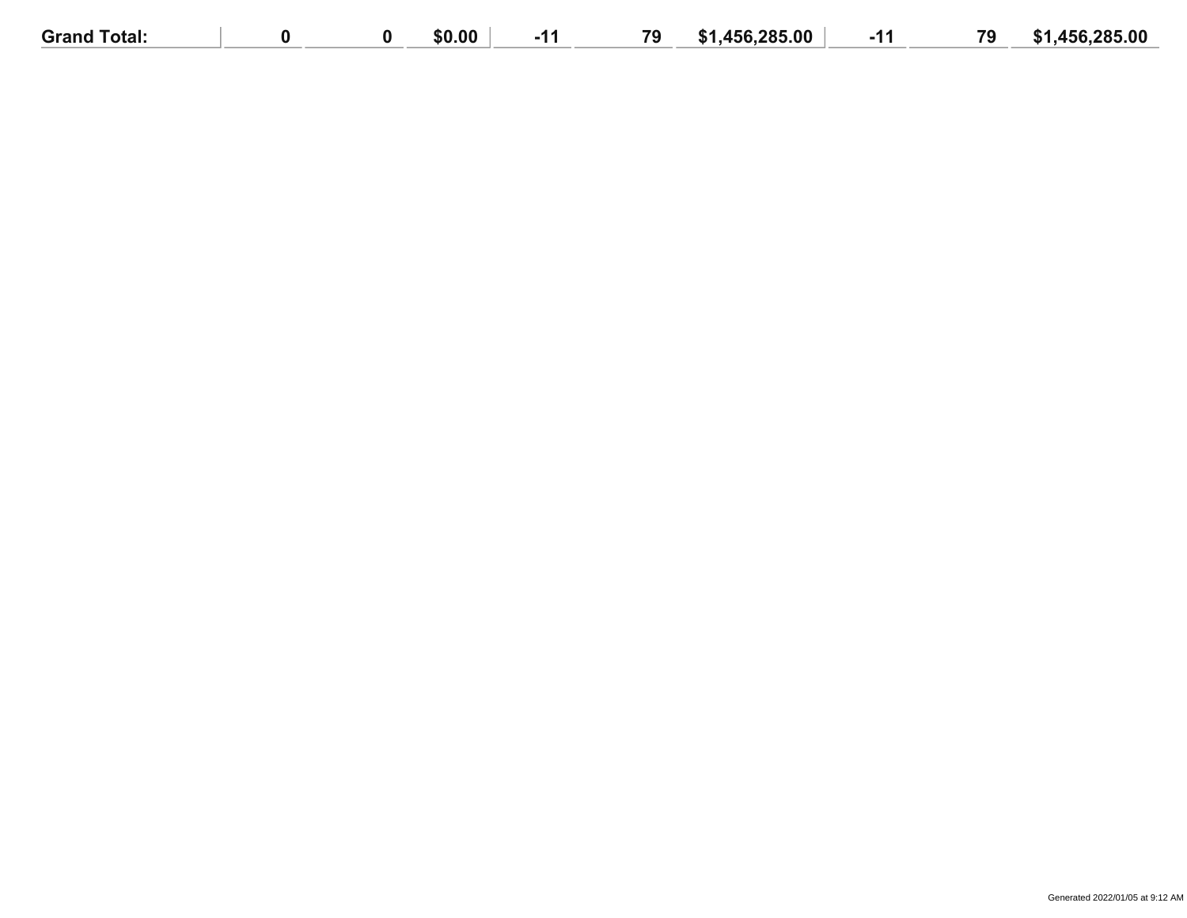| Grand Total: | 0 | 0 | $0.00 | -11 | 79 | $1,456,285.00 | -11 | 79 | $1,456,285.00 |
|---|---|---|---|---|---|---|---|---|---|

Generated 2022/01/05 at 9:12 AM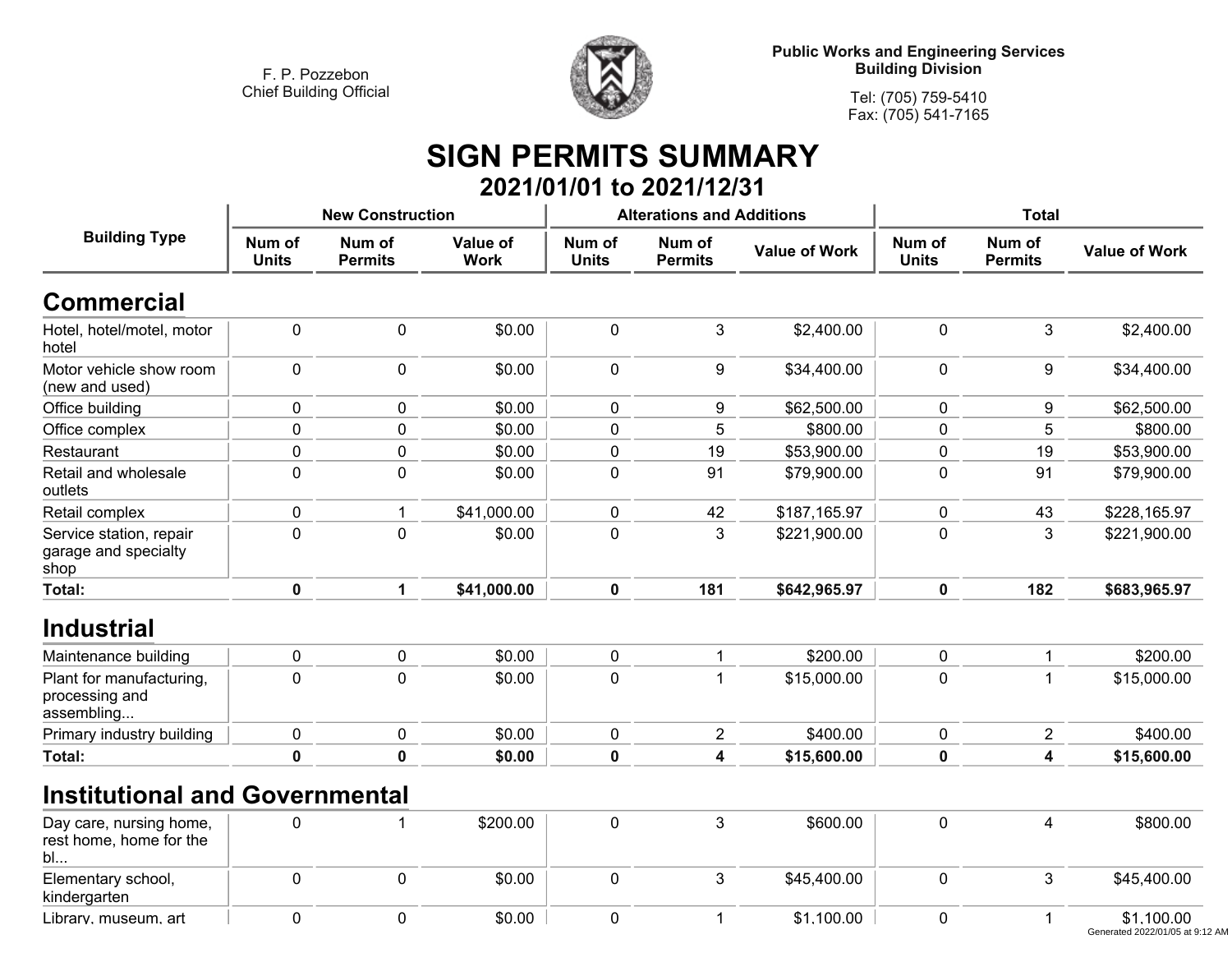F. P. Pozzebon
Chief Building Official

**Public Works and Engineering Services**
**Building Division**

Tel: (705) 759-5410
Fax: (705) 541-7165

# SIGN PERMITS SUMMARY

## 2021/01/01 to 2021/12/31

| Building Type | New Construction | | | Alterations and Additions | | | Total | | |
|---|---|---|---|---|---|---|---|---|---|
| | Num of Units | Num of Permits | Value of Work | Num of Units | Num of Permits | Value of Work | Num of Units | Num of Permits | Value of Work |
| **Commercial** | | | | | | | | | |
| Hotel, hotel/motel, motor hotel | 0 | 0 | $0.00 | 0 | 3 | $2,400.00 | 0 | 3 | $2,400.00 |
| Motor vehicle show room (new and used) | 0 | 0 | $0.00 | 0 | 9 | $34,400.00 | 0 | 9 | $34,400.00 |
| Office building | 0 | 0 | $0.00 | 0 | 9 | $62,500.00 | 0 | 9 | $62,500.00 |
| Office complex | 0 | 0 | $0.00 | 0 | 5 | $800.00 | 0 | 5 | $800.00 |
| Restaurant | 0 | 0 | $0.00 | 0 | 19 | $53,900.00 | 0 | 19 | $53,900.00 |
| Retail and wholesale outlets | 0 | 0 | $0.00 | 0 | 91 | $79,900.00 | 0 | 91 | $79,900.00 |
| Retail complex | 0 | 1 | $41,000.00 | 0 | 42 | $187,165.97 | 0 | 43 | $228,165.97 |
| Service station, repair garage and specialty shop | 0 | 0 | $0.00 | 0 | 3 | $221,900.00 | 0 | 3 | $221,900.00 |
| **Total:** | **0** | **1** | **$41,000.00** | **0** | **181** | **$642,965.97** | **0** | **182** | **$683,965.97** |
| **Industrial** | | | | | | | | | |
| Maintenance building | 0 | 0 | $0.00 | 0 | 1 | $200.00 | 0 | 1 | $200.00 |
| Plant for manufacturing, processing and assembling... | 0 | 0 | $0.00 | 0 | 1 | $15,000.00 | 0 | 1 | $15,000.00 |
| Primary industry building | 0 | 0 | $0.00 | 0 | 2 | $400.00 | 0 | 2 | $400.00 |
| **Total:** | **0** | **0** | **$0.00** | **0** | **4** | **$15,600.00** | **0** | **4** | **$15,600.00** |
| **Institutional and Governmental** | | | | | | | | | |
| Day care, nursing home, rest home, home for the bl... | 0 | 1 | $200.00 | 0 | 3 | $600.00 | 0 | 4 | $800.00 |
| Elementary school, kindergarten | 0 | 0 | $0.00 | 0 | 3 | $45,400.00 | 0 | 3 | $45,400.00 |
| Library, museum, art | 0 | 0 | $0.00 | 0 | 1 | $1,100.00 | 0 | 1 | $1,100.00 |

Generated 2022/01/05 at 9:12 AM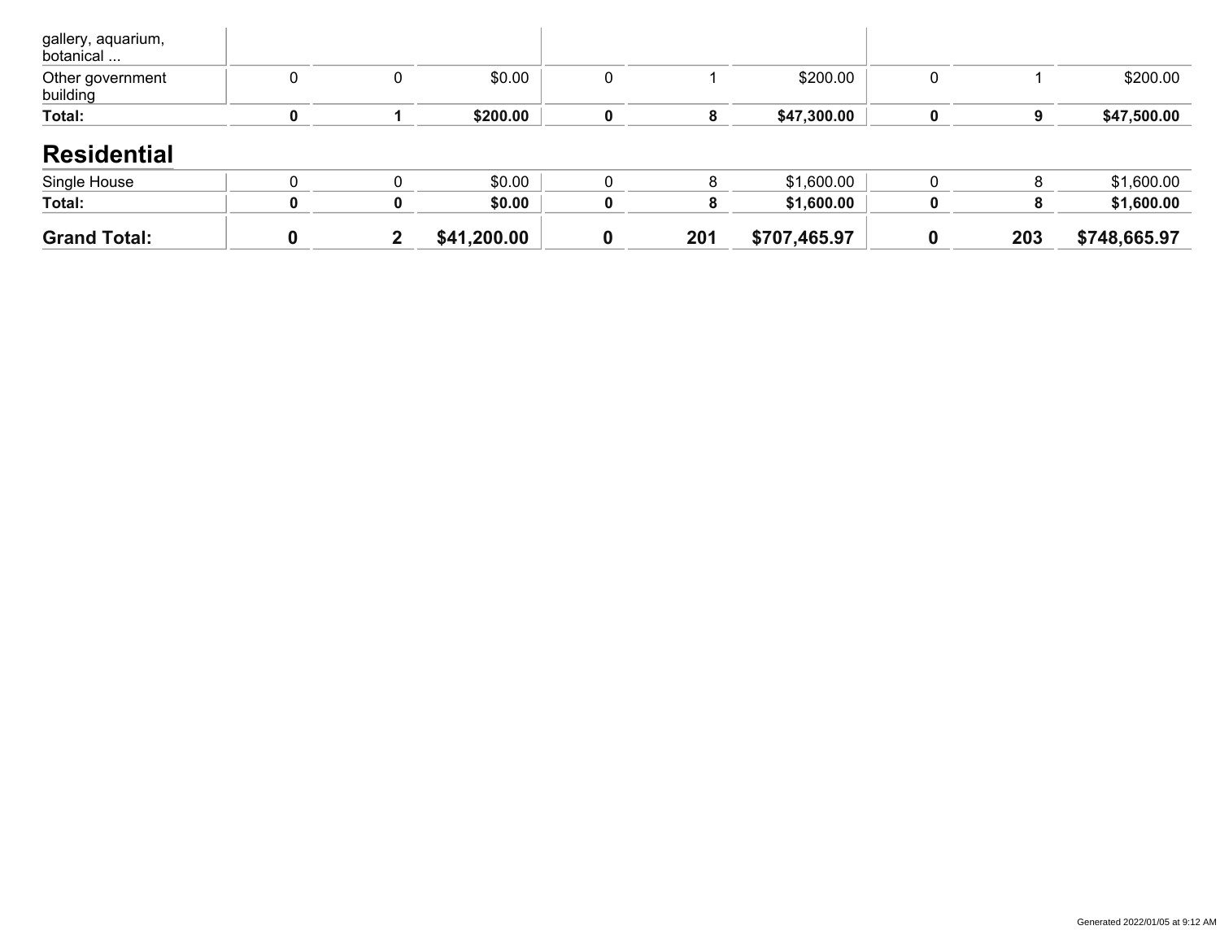| | | | | | | | | | |
|---|---|---|---|---|---|---|---|---|---|
| gallery, aquarium, botanical ... | | | | | | | | | |
| Other government building | 0 | 0 | $0.00 | 0 | 1 | $200.00 | 0 | 1 | $200.00 |
| **Total:** | **0** | **1** | **$200.00** | **0** | **8** | **$47,300.00** | **0** | **9** | **$47,500.00** |

## Residential

| | | | | | | | | | |
|---|---|---|---|---|---|---|---|---|---|
| Single House | 0 | 0 | $0.00 | 0 | 8 | $1,600.00 | 0 | 8 | $1,600.00 |
| **Total:** | **0** | **0** | **$0.00** | **0** | **8** | **$1,600.00** | **0** | **8** | **$1,600.00** |
| **Grand Total:** | **0** | **2** | **$41,200.00** | **0** | **201** | **$707,465.97** | **0** | **203** | **$748,665.97** |

Generated 2022/01/05 at 9:12 AM